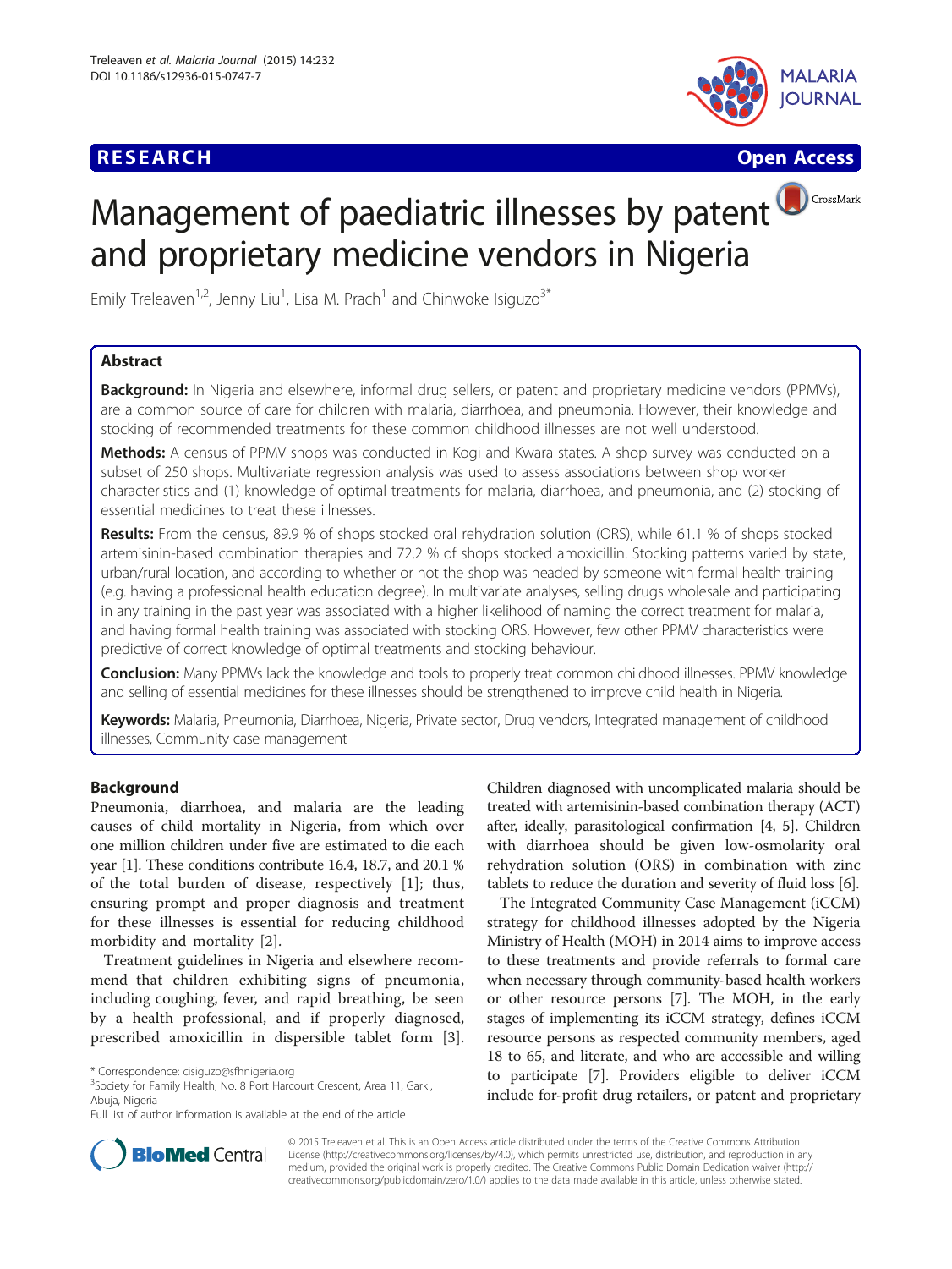RESEARCH Open Access

# Management of paediatric illnesses by patent and proprietary medicine vendors in Nigeria

Emily Treleaven[1,2], Jenny Liu[1], Lisa M. Prach[1] and Chinwoke Isiguzo[3*]

## Abstract

**Background:** In Nigeria and elsewhere, informal drug sellers, or patent and proprietary medicine vendors (PPMVs), are a common source of care for children with malaria, diarrhoea, and pneumonia. However, their knowledge and stocking of recommended treatments for these common childhood illnesses are not well understood.

**Methods:** A census of PPMV shops was conducted in Kogi and Kwara states. A shop survey was conducted on a subset of 250 shops. Multivariate regression analysis was used to assess associations between shop worker characteristics and (1) knowledge of optimal treatments for malaria, diarrhoea, and pneumonia, and (2) stocking of essential medicines to treat these illnesses.

**Results:** From the census, 89.9 % of shops stocked oral rehydration solution (ORS), while 61.1 % of shops stocked artemisinin-based combination therapies and 72.2 % of shops stocked amoxicillin. Stocking patterns varied by state, urban/rural location, and according to whether or not the shop was headed by someone with formal health training (e.g. having a professional health education degree). In multivariate analyses, selling drugs wholesale and participating in any training in the past year was associated with a higher likelihood of naming the correct treatment for malaria, and having formal health training was associated with stocking ORS. However, few other PPMV characteristics were predictive of correct knowledge of optimal treatments and stocking behaviour.

**Conclusion:** Many PPMVs lack the knowledge and tools to properly treat common childhood illnesses. PPMV knowledge and selling of essential medicines for these illnesses should be strengthened to improve child health in Nigeria.

**Keywords:** Malaria, Pneumonia, Diarrhoea, Nigeria, Private sector, Drug vendors, Integrated management of childhood illnesses, Community case management

## Background

Pneumonia, diarrhoea, and malaria are the leading causes of child mortality in Nigeria, from which over one million children under five are estimated to die each year [1]. These conditions contribute 16.4, 18.7, and 20.1 % of the total burden of disease, respectively [1]; thus, ensuring prompt and proper diagnosis and treatment for these illnesses is essential for reducing childhood morbidity and mortality [2].

Treatment guidelines in Nigeria and elsewhere recommend that children exhibiting signs of pneumonia, including coughing, fever, and rapid breathing, be seen by a health professional, and if properly diagnosed, prescribed amoxicillin in dispersible tablet form [3]. Children diagnosed with uncomplicated malaria should be treated with artemisinin-based combination therapy (ACT) after, ideally, parasitological confirmation [4, 5]. Children with diarrhoea should be given low-osmolarity oral rehydration solution (ORS) in combination with zinc tablets to reduce the duration and severity of fluid loss [6].

The Integrated Community Case Management (iCCM) strategy for childhood illnesses adopted by the Nigeria Ministry of Health (MOH) in 2014 aims to improve access to these treatments and provide referrals to formal care when necessary through community-based health workers or other resource persons [7]. The MOH, in the early stages of implementing its iCCM strategy, defines iCCM resource persons as respected community members, aged 18 to 65, and literate, and who are accessible and willing to participate [7]. Providers eligible to deliver iCCM include for-profit drug retailers, or patent and proprietary

\* Correspondence: cisiguzo@sfhnigeria.org
[3]Society for Family Health, No. 8 Port Harcourt Crescent, Area 11, Garki, Abuja, Nigeria
Full list of author information is available at the end of the article

© 2015 Treleaven et al. This is an Open Access article distributed under the terms of the Creative Commons Attribution License (http://creativecommons.org/licenses/by/4.0), which permits unrestricted use, distribution, and reproduction in any medium, provided the original work is properly credited. The Creative Commons Public Domain Dedication waiver (http://creativecommons.org/publicdomain/zero/1.0/) applies to the data made available in this article, unless otherwise stated.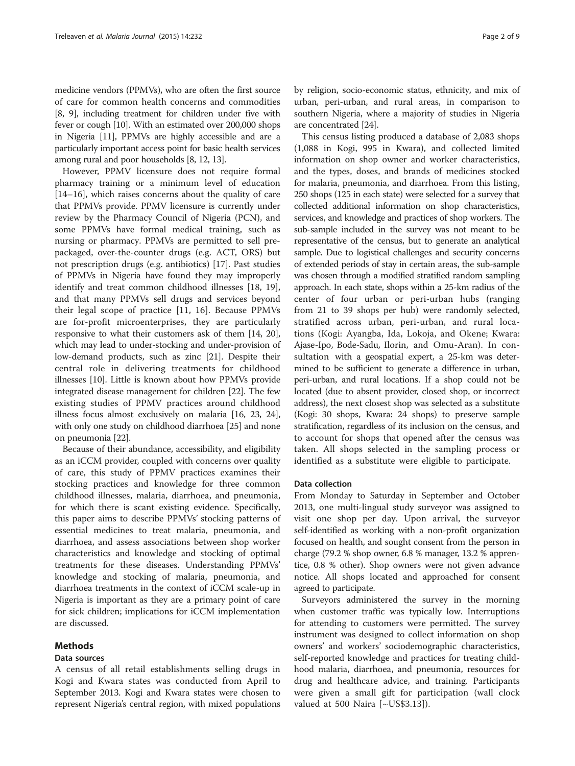medicine vendors (PPMVs), who are often the first source of care for common health concerns and commodities [8, 9], including treatment for children under five with fever or cough [10]. With an estimated over 200,000 shops in Nigeria [11], PPMVs are highly accessible and are a particularly important access point for basic health services among rural and poor households [8, 12, 13].

However, PPMV licensure does not require formal pharmacy training or a minimum level of education [14–16], which raises concerns about the quality of care that PPMVs provide. PPMV licensure is currently under review by the Pharmacy Council of Nigeria (PCN), and some PPMVs have formal medical training, such as nursing or pharmacy. PPMVs are permitted to sell prepackaged, over-the-counter drugs (e.g. ACT, ORS) but not prescription drugs (e.g. antibiotics) [17]. Past studies of PPMVs in Nigeria have found they may improperly identify and treat common childhood illnesses [18, 19], and that many PPMVs sell drugs and services beyond their legal scope of practice [11, 16]. Because PPMVs are for-profit microenterprises, they are particularly responsive to what their customers ask of them [14, 20], which may lead to under-stocking and under-provision of low-demand products, such as zinc [21]. Despite their central role in delivering treatments for childhood illnesses [10]. Little is known about how PPMVs provide integrated disease management for children [22]. The few existing studies of PPMV practices around childhood illness focus almost exclusively on malaria [16, 23, 24], with only one study on childhood diarrhoea [25] and none on pneumonia [22].

Because of their abundance, accessibility, and eligibility as an iCCM provider, coupled with concerns over quality of care, this study of PPMV practices examines their stocking practices and knowledge for three common childhood illnesses, malaria, diarrhoea, and pneumonia, for which there is scant existing evidence. Specifically, this paper aims to describe PPMVs' stocking patterns of essential medicines to treat malaria, pneumonia, and diarrhoea, and assess associations between shop worker characteristics and knowledge and stocking of optimal treatments for these diseases. Understanding PPMVs' knowledge and stocking of malaria, pneumonia, and diarrhoea treatments in the context of iCCM scale-up in Nigeria is important as they are a primary point of care for sick children; implications for iCCM implementation are discussed.

## Methods

### Data sources

A census of all retail establishments selling drugs in Kogi and Kwara states was conducted from April to September 2013. Kogi and Kwara states were chosen to represent Nigeria's central region, with mixed populations by religion, socio-economic status, ethnicity, and mix of urban, peri-urban, and rural areas, in comparison to southern Nigeria, where a majority of studies in Nigeria are concentrated [24].

This census listing produced a database of 2,083 shops (1,088 in Kogi, 995 in Kwara), and collected limited information on shop owner and worker characteristics, and the types, doses, and brands of medicines stocked for malaria, pneumonia, and diarrhoea. From this listing, 250 shops (125 in each state) were selected for a survey that collected additional information on shop characteristics, services, and knowledge and practices of shop workers. The sub-sample included in the survey was not meant to be representative of the census, but to generate an analytical sample. Due to logistical challenges and security concerns of extended periods of stay in certain areas, the sub-sample was chosen through a modified stratified random sampling approach. In each state, shops within a 25-km radius of the center of four urban or peri-urban hubs (ranging from 21 to 39 shops per hub) were randomly selected, stratified across urban, peri-urban, and rural locations (Kogi: Ayangba, Ida, Lokoja, and Okene; Kwara: Ajase-Ipo, Bode-Sadu, Ilorin, and Omu-Aran). In consultation with a geospatial expert, a 25-km was determined to be sufficient to generate a difference in urban, peri-urban, and rural locations. If a shop could not be located (due to absent provider, closed shop, or incorrect address), the next closest shop was selected as a substitute (Kogi: 30 shops, Kwara: 24 shops) to preserve sample stratification, regardless of its inclusion on the census, and to account for shops that opened after the census was taken. All shops selected in the sampling process or identified as a substitute were eligible to participate.

### Data collection

From Monday to Saturday in September and October 2013, one multi-lingual study surveyor was assigned to visit one shop per day. Upon arrival, the surveyor self-identified as working with a non-profit organization focused on health, and sought consent from the person in charge (79.2 % shop owner, 6.8 % manager, 13.2 % apprentice, 0.8 % other). Shop owners were not given advance notice. All shops located and approached for consent agreed to participate.

Surveyors administered the survey in the morning when customer traffic was typically low. Interruptions for attending to customers were permitted. The survey instrument was designed to collect information on shop owners' and workers' sociodemographic characteristics, self-reported knowledge and practices for treating childhood malaria, diarrhoea, and pneumonia, resources for drug and healthcare advice, and training. Participants were given a small gift for participation (wall clock valued at 500 Naira [~US$3.13]).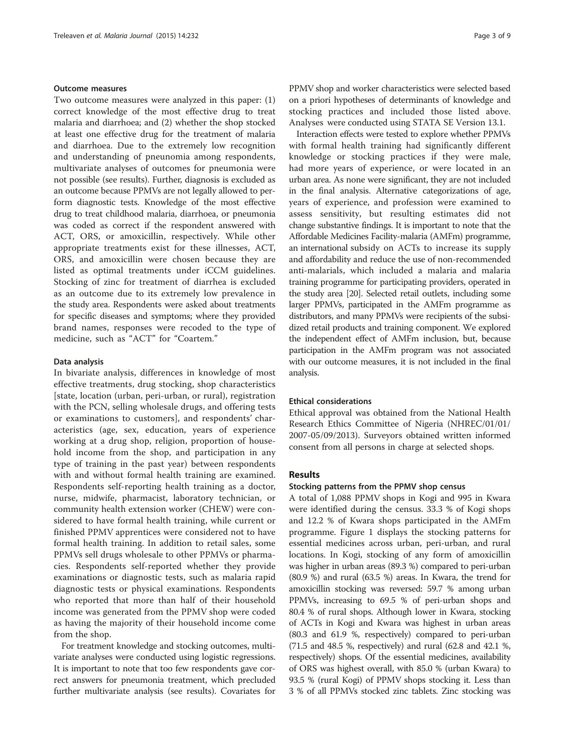#### Outcome measures

Two outcome measures were analyzed in this paper: (1) correct knowledge of the most effective drug to treat malaria and diarrhoea; and (2) whether the shop stocked at least one effective drug for the treatment of malaria and diarrhoea. Due to the extremely low recognition and understanding of pneumonia among respondents, multivariate analyses of outcomes for pneumonia were not possible (see results). Further, diagnosis is excluded as an outcome because PPMVs are not legally allowed to perform diagnostic tests. Knowledge of the most effective drug to treat childhood malaria, diarrhoea, or pneumonia was coded as correct if the respondent answered with ACT, ORS, or amoxicillin, respectively. While other appropriate treatments exist for these illnesses, ACT, ORS, and amoxicillin were chosen because they are listed as optimal treatments under iCCM guidelines. Stocking of zinc for treatment of diarrhea is excluded as an outcome due to its extremely low prevalence in the study area. Respondents were asked about treatments for specific diseases and symptoms; where they provided brand names, responses were recoded to the type of medicine, such as "ACT" for "Coartem."

#### Data analysis

In bivariate analysis, differences in knowledge of most effective treatments, drug stocking, shop characteristics [state, location (urban, peri-urban, or rural), registration with the PCN, selling wholesale drugs, and offering tests or examinations to customers], and respondents' characteristics (age, sex, education, years of experience working at a drug shop, religion, proportion of household income from the shop, and participation in any type of training in the past year) between respondents with and without formal health training are examined. Respondents self-reporting health training as a doctor, nurse, midwife, pharmacist, laboratory technician, or community health extension worker (CHEW) were considered to have formal health training, while current or finished PPMV apprentices were considered not to have formal health training. In addition to retail sales, some PPMVs sell drugs wholesale to other PPMVs or pharmacies. Respondents self-reported whether they provide examinations or diagnostic tests, such as malaria rapid diagnostic tests or physical examinations. Respondents who reported that more than half of their household income was generated from the PPMV shop were coded as having the majority of their household income come from the shop.

For treatment knowledge and stocking outcomes, multivariate analyses were conducted using logistic regressions. It is important to note that too few respondents gave correct answers for pneumonia treatment, which precluded further multivariate analysis (see results). Covariates for PPMV shop and worker characteristics were selected based on a priori hypotheses of determinants of knowledge and stocking practices and included those listed above. Analyses were conducted using STATA SE Version 13.1.

Interaction effects were tested to explore whether PPMVs with formal health training had significantly different knowledge or stocking practices if they were male, had more years of experience, or were located in an urban area. As none were significant, they are not included in the final analysis. Alternative categorizations of age, years of experience, and profession were examined to assess sensitivity, but resulting estimates did not change substantive findings. It is important to note that the Affordable Medicines Facility-malaria (AMFm) programme, an international subsidy on ACTs to increase its supply and affordability and reduce the use of non-recommended anti-malarials, which included a malaria and malaria training programme for participating providers, operated in the study area [20]. Selected retail outlets, including some larger PPMVs, participated in the AMFm programme as distributors, and many PPMVs were recipients of the subsidized retail products and training component. We explored the independent effect of AMFm inclusion, but, because participation in the AMFm program was not associated with our outcome measures, it is not included in the final analysis.

#### Ethical considerations

Ethical approval was obtained from the National Health Research Ethics Committee of Nigeria (NHREC/01/01/2007-05/09/2013). Surveyors obtained written informed consent from all persons in charge at selected shops.

## Results

#### Stocking patterns from the PPMV shop census

A total of 1,088 PPMV shops in Kogi and 995 in Kwara were identified during the census. 33.3 % of Kogi shops and 12.2 % of Kwara shops participated in the AMFm programme. Figure 1 displays the stocking patterns for essential medicines across urban, peri-urban, and rural locations. In Kogi, stocking of any form of amoxicillin was higher in urban areas (89.3 %) compared to peri-urban (80.9 %) and rural (63.5 %) areas. In Kwara, the trend for amoxicillin stocking was reversed: 59.7 % among urban PPMVs, increasing to 69.5 % of peri-urban shops and 80.4 % of rural shops. Although lower in Kwara, stocking of ACTs in Kogi and Kwara was highest in urban areas (80.3 and 61.9 %, respectively) compared to peri-urban (71.5 and 48.5 %, respectively) and rural (62.8 and 42.1 %, respectively) shops. Of the essential medicines, availability of ORS was highest overall, with 85.0 % (urban Kwara) to 93.5 % (rural Kogi) of PPMV shops stocking it. Less than 3 % of all PPMVs stocked zinc tablets. Zinc stocking was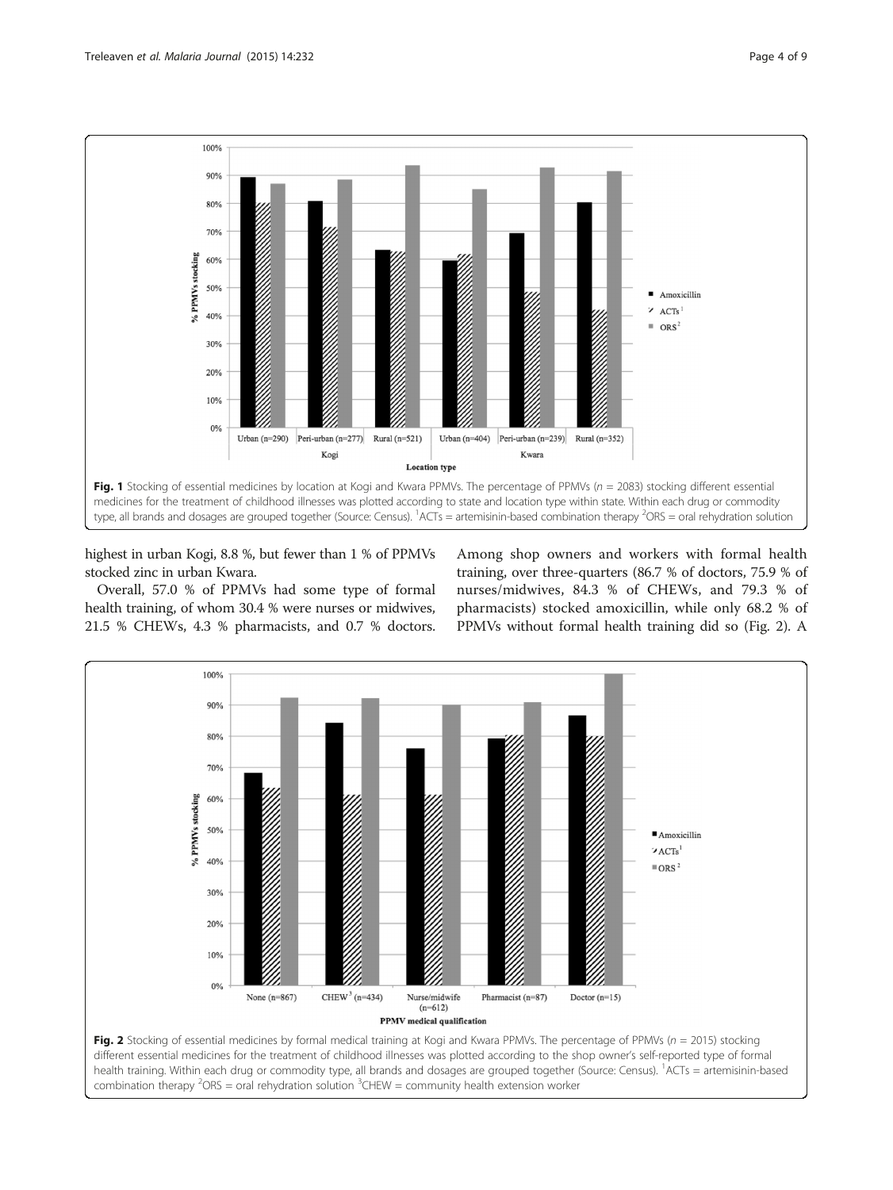Fig. 1 Stocking of essential medicines by location at Kogi and Kwara PPMVs. The percentage of PPMVs ($n$ = 2083) stocking different essential medicines for the treatment of childhood illnesses was plotted according to state and location type within state. Within each drug or commodity type, all brands and dosages are grouped together (Source: Census). [1]ACTs = artemisinin-based combination therapy [2]ORS = oral rehydration solution

highest in urban Kogi, 8.8 %, but fewer than 1 % of PPMVs stocked zinc in urban Kwara.

Overall, 57.0 % of PPMVs had some type of formal health training, of whom 30.4 % were nurses or midwives, 21.5 % CHEWs, 4.3 % pharmacists, and 0.7 % doctors. Among shop owners and workers with formal health training, over three-quarters (86.7 % of doctors, 75.9 % of nurses/midwives, 84.3 % of CHEWs, and 79.3 % of pharmacists) stocked amoxicillin, while only 68.2 % of PPMVs without formal health training did so (Fig. 2). A

Fig. 2 Stocking of essential medicines by formal medical training at Kogi and Kwara PPMVs. The percentage of PPMVs ($n$ = 2015) stocking different essential medicines for the treatment of childhood illnesses was plotted according to the shop owner's self-reported type of formal health training. Within each drug or commodity type, all brands and dosages are grouped together (Source: Census). [1]ACTs = artemisinin-based combination therapy [2]ORS = oral rehydration solution [3]CHEW = community health extension worker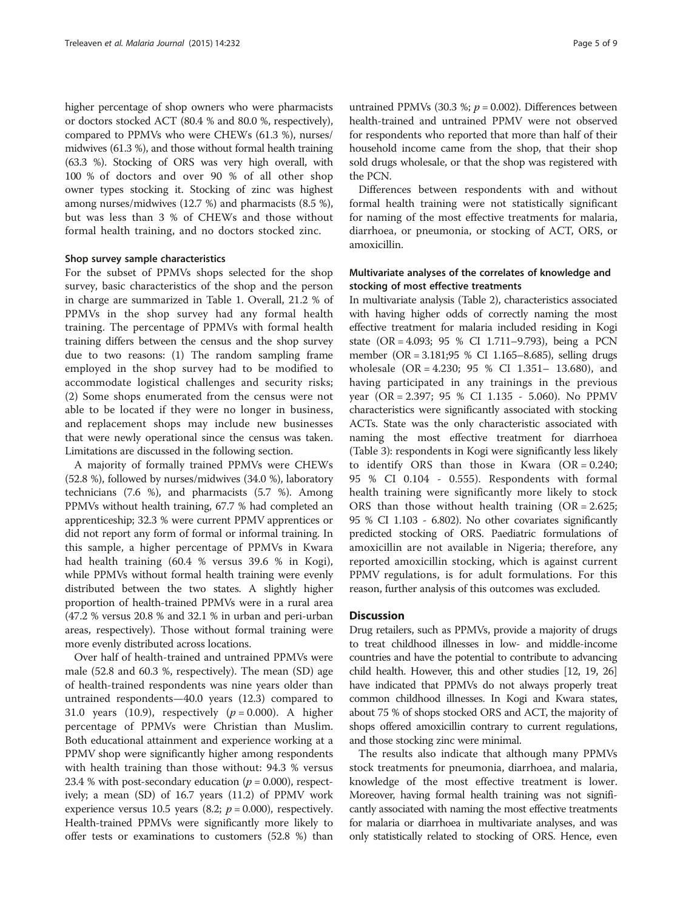higher percentage of shop owners who were pharmacists or doctors stocked ACT (80.4 % and 80.0 %, respectively), compared to PPMVs who were CHEWs (61.3 %), nurses/midwives (61.3 %), and those without formal health training (63.3 %). Stocking of ORS was very high overall, with 100 % of doctors and over 90 % of all other shop owner types stocking it. Stocking of zinc was highest among nurses/midwives (12.7 %) and pharmacists (8.5 %), but was less than 3 % of CHEWs and those without formal health training, and no doctors stocked zinc.

### Shop survey sample characteristics

For the subset of PPMVs shops selected for the shop survey, basic characteristics of the shop and the person in charge are summarized in Table 1. Overall, 21.2 % of PPMVs in the shop survey had any formal health training. The percentage of PPMVs with formal health training differs between the census and the shop survey due to two reasons: (1) The random sampling frame employed in the shop survey had to be modified to accommodate logistical challenges and security risks; (2) Some shops enumerated from the census were not able to be located if they were no longer in business, and replacement shops may include new businesses that were newly operational since the census was taken. Limitations are discussed in the following section.

A majority of formally trained PPMVs were CHEWs (52.8 %), followed by nurses/midwives (34.0 %), laboratory technicians (7.6 %), and pharmacists (5.7 %). Among PPMVs without health training, 67.7 % had completed an apprenticeship; 32.3 % were current PPMV apprentices or did not report any form of formal or informal training. In this sample, a higher percentage of PPMVs in Kwara had health training (60.4 % versus 39.6 % in Kogi), while PPMVs without formal health training were evenly distributed between the two states. A slightly higher proportion of health-trained PPMVs were in a rural area (47.2 % versus 20.8 % and 32.1 % in urban and peri-urban areas, respectively). Those without formal training were more evenly distributed across locations.

Over half of health-trained and untrained PPMVs were male (52.8 and 60.3 %, respectively). The mean (SD) age of health-trained respondents was nine years older than untrained respondents—40.0 years (12.3) compared to 31.0 years (10.9), respectively ($p = 0.000$). A higher percentage of PPMVs were Christian than Muslim. Both educational attainment and experience working at a PPMV shop were significantly higher among respondents with health training than those without: 94.3 % versus 23.4 % with post-secondary education ($p = 0.000$), respectively; a mean (SD) of 16.7 years (11.2) of PPMV work experience versus 10.5 years (8.2; $p = 0.000$), respectively. Health-trained PPMVs were significantly more likely to offer tests or examinations to customers (52.8 %) than untrained PPMVs (30.3 %; $p = 0.002$). Differences between health-trained and untrained PPMV were not observed for respondents who reported that more than half of their household income came from the shop, that their shop sold drugs wholesale, or that the shop was registered with the PCN.

Differences between respondents with and without formal health training were not statistically significant for naming of the most effective treatments for malaria, diarrhoea, or pneumonia, or stocking of ACT, ORS, or amoxicillin.

### Multivariate analyses of the correlates of knowledge and stocking of most effective treatments

In multivariate analysis (Table 2), characteristics associated with having higher odds of correctly naming the most effective treatment for malaria included residing in Kogi state (OR = 4.093; 95 % CI 1.711–9.793), being a PCN member (OR = 3.181;95 % CI 1.165–8.685), selling drugs wholesale (OR = 4.230; 95 % CI 1.351– 13.680), and having participated in any trainings in the previous year (OR = 2.397; 95 % CI 1.135 - 5.060). No PPMV characteristics were significantly associated with stocking ACTs. State was the only characteristic associated with naming the most effective treatment for diarrhoea (Table 3): respondents in Kogi were significantly less likely to identify ORS than those in Kwara (OR = 0.240; 95 % CI 0.104 - 0.555). Respondents with formal health training were significantly more likely to stock ORS than those without health training (OR = 2.625; 95 % CI 1.103 - 6.802). No other covariates significantly predicted stocking of ORS. Paediatric formulations of amoxicillin are not available in Nigeria; therefore, any reported amoxicillin stocking, which is against current PPMV regulations, is for adult formulations. For this reason, further analysis of this outcomes was excluded.

## Discussion

Drug retailers, such as PPMVs, provide a majority of drugs to treat childhood illnesses in low- and middle-income countries and have the potential to contribute to advancing child health. However, this and other studies [12, 19, 26] have indicated that PPMVs do not always properly treat common childhood illnesses. In Kogi and Kwara states, about 75 % of shops stocked ORS and ACT, the majority of shops offered amoxicillin contrary to current regulations, and those stocking zinc were minimal.

The results also indicate that although many PPMVs stock treatments for pneumonia, diarrhoea, and malaria, knowledge of the most effective treatment is lower. Moreover, having formal health training was not significantly associated with naming the most effective treatments for malaria or diarrhoea in multivariate analyses, and was only statistically related to stocking of ORS. Hence, even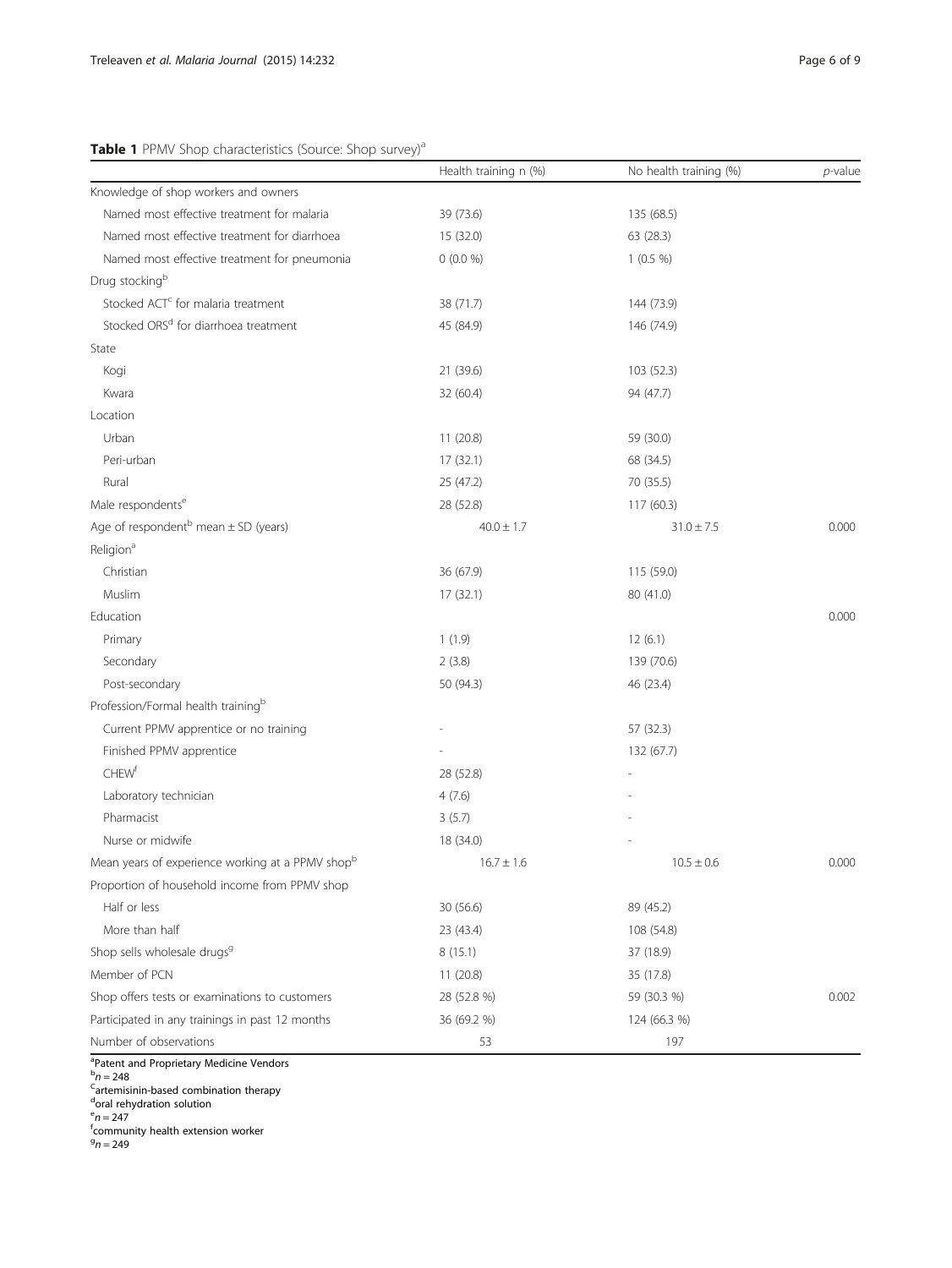**Table 1** PPMV Shop characteristics (Source: Shop survey)[a]

| | Health training n (%) | No health training (%) | *p*-value |
|---|---|---|---|
| Knowledge of shop workers and owners | | | |
| Named most effective treatment for malaria | 39 (73.6) | 135 (68.5) | |
| Named most effective treatment for diarrhoea | 15 (32.0) | 63 (28.3) | |
| Named most effective treatment for pneumonia | 0 (0.0 %) | 1 (0.5 %) | |
| Drug stocking[b] | | | |
| Stocked ACT[c] for malaria treatment | 38 (71.7) | 144 (73.9) | |
| Stocked ORS[d] for diarrhoea treatment | 45 (84.9) | 146 (74.9) | |
| State | | | |
| Kogi | 21 (39.6) | 103 (52.3) | |
| Kwara | 32 (60.4) | 94 (47.7) | |
| Location | | | |
| Urban | 11 (20.8) | 59 (30.0) | |
| Peri-urban | 17 (32.1) | 68 (34.5) | |
| Rural | 25 (47.2) | 70 (35.5) | |
| Male respondents[e] | 28 (52.8) | 117 (60.3) | |
| Age of respondent[b] mean ± SD (years) | 40.0 ± 1.7 | 31.0 ± 7.5 | 0.000 |
| Religion[a] | | | |
| Christian | 36 (67.9) | 115 (59.0) | |
| Muslim | 17 (32.1) | 80 (41.0) | |
| Education | | | 0.000 |
| Primary | 1 (1.9) | 12 (6.1) | |
| Secondary | 2 (3.8) | 139 (70.6) | |
| Post-secondary | 50 (94.3) | 46 (23.4) | |
| Profession/Formal health training[b] | | | |
| Current PPMV apprentice or no training | - | 57 (32.3) | |
| Finished PPMV apprentice | - | 132 (67.7) | |
| CHEW[f] | 28 (52.8) | - | |
| Laboratory technician | 4 (7.6) | - | |
| Pharmacist | 3 (5.7) | - | |
| Nurse or midwife | 18 (34.0) | - | |
| Mean years of experience working at a PPMV shop[b] | 16.7 ± 1.6 | 10.5 ± 0.6 | 0.000 |
| Proportion of household income from PPMV shop | | | |
| Half or less | 30 (56.6) | 89 (45.2) | |
| More than half | 23 (43.4) | 108 (54.8) | |
| Shop sells wholesale drugs[g] | 8 (15.1) | 37 (18.9) | |
| Member of PCN | 11 (20.8) | 35 (17.8) | |
| Shop offers tests or examinations to customers | 28 (52.8 %) | 59 (30.3 %) | 0.002 |
| Participated in any trainings in past 12 months | 36 (69.2 %) | 124 (66.3 %) | |
| Number of observations | 53 | 197 | |

[a]Patent and Proprietary Medicine Vendors
[b]$n = 248$
[c]artemisinin-based combination therapy
[d]oral rehydration solution
[e]$n = 247$
[f]community health extension worker
[g]$n = 249$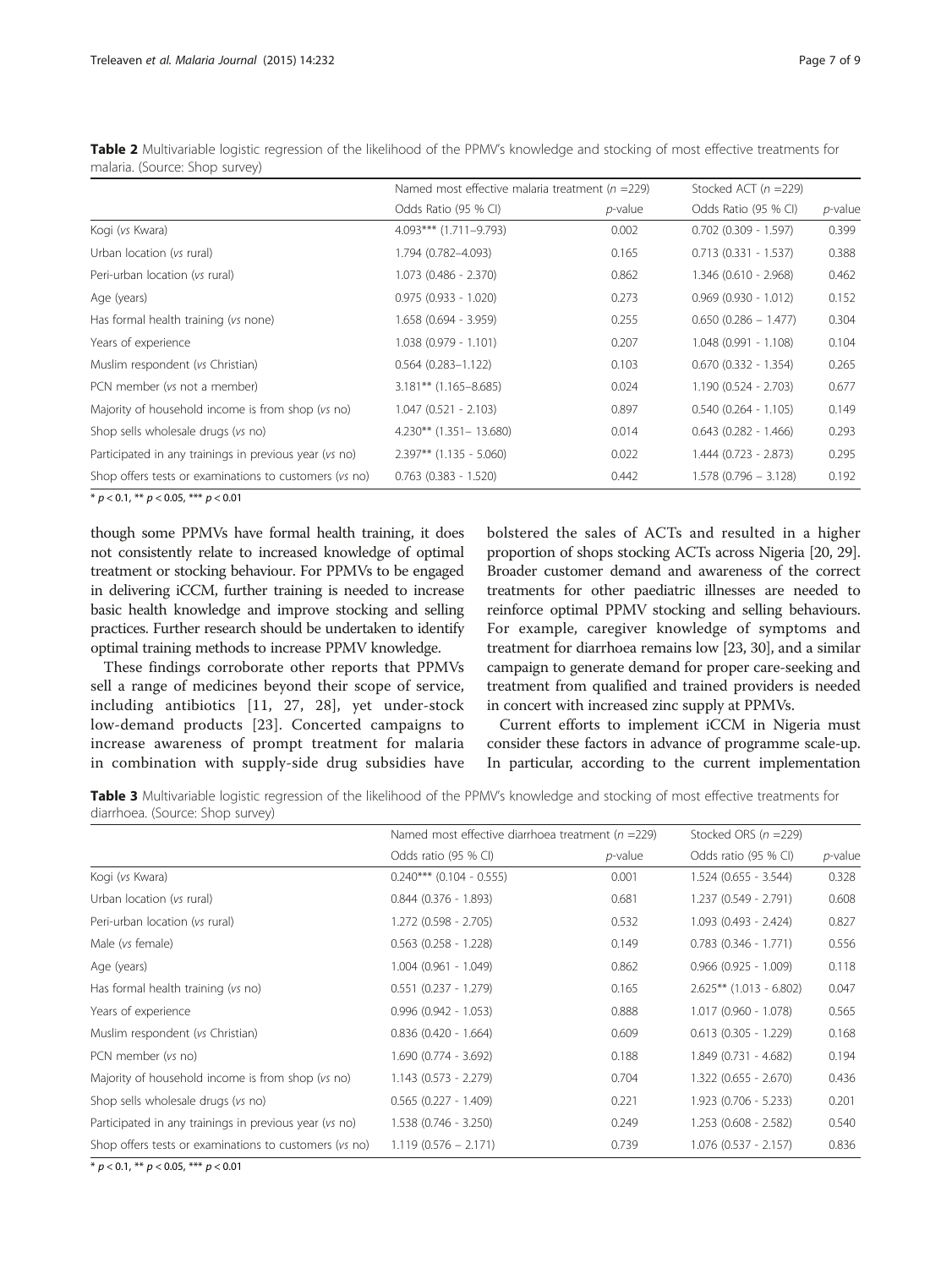**Table 2** Multivariable logistic regression of the likelihood of the PPMV's knowledge and stocking of most effective treatments for malaria. (Source: Shop survey)

| | Named most effective malaria treatment ($n$ =229) | | Stocked ACT ($n$ =229) | |
|---|---|---|---|---|
| | Odds Ratio (95 % CI) | *p*-value | Odds Ratio (95 % CI) | *p*-value |
| Kogi (*vs* Kwara) | 4.093*** (1.711–9.793) | 0.002 | 0.702 (0.309 - 1.597) | 0.399 |
| Urban location (*vs* rural) | 1.794 (0.782–4.093) | 0.165 | 0.713 (0.331 - 1.537) | 0.388 |
| Peri-urban location (*vs* rural) | 1.073 (0.486 - 2.370) | 0.862 | 1.346 (0.610 - 2.968) | 0.462 |
| Age (years) | 0.975 (0.933 - 1.020) | 0.273 | 0.969 (0.930 - 1.012) | 0.152 |
| Has formal health training (*vs* none) | 1.658 (0.694 - 3.959) | 0.255 | 0.650 (0.286 – 1.477) | 0.304 |
| Years of experience | 1.038 (0.979 - 1.101) | 0.207 | 1.048 (0.991 - 1.108) | 0.104 |
| Muslim respondent (*vs* Christian) | 0.564 (0.283–1.122) | 0.103 | 0.670 (0.332 - 1.354) | 0.265 |
| PCN member (*vs* not a member) | 3.181** (1.165–8.685) | 0.024 | 1.190 (0.524 - 2.703) | 0.677 |
| Majority of household income is from shop (*vs* no) | 1.047 (0.521 - 2.103) | 0.897 | 0.540 (0.264 - 1.105) | 0.149 |
| Shop sells wholesale drugs (*vs* no) | 4.230** (1.351– 13.680) | 0.014 | 0.643 (0.282 - 1.466) | 0.293 |
| Participated in any trainings in previous year (*vs* no) | 2.397** (1.135 - 5.060) | 0.022 | 1.444 (0.723 - 2.873) | 0.295 |
| Shop offers tests or examinations to customers (*vs* no) | 0.763 (0.383 - 1.520) | 0.442 | 1.578 (0.796 – 3.128) | 0.192 |

* $p < 0.1$, ** $p < 0.05$, *** $p < 0.01$

though some PPMVs have formal health training, it does not consistently relate to increased knowledge of optimal treatment or stocking behaviour. For PPMVs to be engaged in delivering iCCM, further training is needed to increase basic health knowledge and improve stocking and selling practices. Further research should be undertaken to identify optimal training methods to increase PPMV knowledge.

These findings corroborate other reports that PPMVs sell a range of medicines beyond their scope of service, including antibiotics [11, 27, 28], yet under-stock low-demand products [23]. Concerted campaigns to increase awareness of prompt treatment for malaria in combination with supply-side drug subsidies have bolstered the sales of ACTs and resulted in a higher proportion of shops stocking ACTs across Nigeria [20, 29]. Broader customer demand and awareness of the correct treatments for other paediatric illnesses are needed to reinforce optimal PPMV stocking and selling behaviours. For example, caregiver knowledge of symptoms and treatment for diarrhoea remains low [23, 30], and a similar campaign to generate demand for proper care-seeking and treatment from qualified and trained providers is needed in concert with increased zinc supply at PPMVs.

Current efforts to implement iCCM in Nigeria must consider these factors in advance of programme scale-up. In particular, according to the current implementation

**Table 3** Multivariable logistic regression of the likelihood of the PPMV's knowledge and stocking of most effective treatments for diarrhoea. (Source: Shop survey)

| | Named most effective diarrhoea treatment ($n$ =229) | | Stocked ORS ($n$ =229) | |
|---|---|---|---|---|
| | Odds ratio (95 % CI) | *p*-value | Odds ratio (95 % CI) | *p*-value |
| Kogi (*vs* Kwara) | 0.240*** (0.104 - 0.555) | 0.001 | 1.524 (0.655 - 3.544) | 0.328 |
| Urban location (*vs* rural) | 0.844 (0.376 - 1.893) | 0.681 | 1.237 (0.549 - 2.791) | 0.608 |
| Peri-urban location (*vs* rural) | 1.272 (0.598 - 2.705) | 0.532 | 1.093 (0.493 - 2.424) | 0.827 |
| Male (*vs* female) | 0.563 (0.258 - 1.228) | 0.149 | 0.783 (0.346 - 1.771) | 0.556 |
| Age (years) | 1.004 (0.961 - 1.049) | 0.862 | 0.966 (0.925 - 1.009) | 0.118 |
| Has formal health training (*vs* no) | 0.551 (0.237 - 1.279) | 0.165 | 2.625** (1.013 - 6.802) | 0.047 |
| Years of experience | 0.996 (0.942 - 1.053) | 0.888 | 1.017 (0.960 - 1.078) | 0.565 |
| Muslim respondent (*vs* Christian) | 0.836 (0.420 - 1.664) | 0.609 | 0.613 (0.305 - 1.229) | 0.168 |
| PCN member (*vs* no) | 1.690 (0.774 - 3.692) | 0.188 | 1.849 (0.731 - 4.682) | 0.194 |
| Majority of household income is from shop (*vs* no) | 1.143 (0.573 - 2.279) | 0.704 | 1.322 (0.655 - 2.670) | 0.436 |
| Shop sells wholesale drugs (*vs* no) | 0.565 (0.227 - 1.409) | 0.221 | 1.923 (0.706 - 5.233) | 0.201 |
| Participated in any trainings in previous year (*vs* no) | 1.538 (0.746 - 3.250) | 0.249 | 1.253 (0.608 - 2.582) | 0.540 |
| Shop offers tests or examinations to customers (*vs* no) | 1.119 (0.576 – 2.171) | 0.739 | 1.076 (0.537 - 2.157) | 0.836 |

* $p < 0.1$, ** $p < 0.05$, *** $p < 0.01$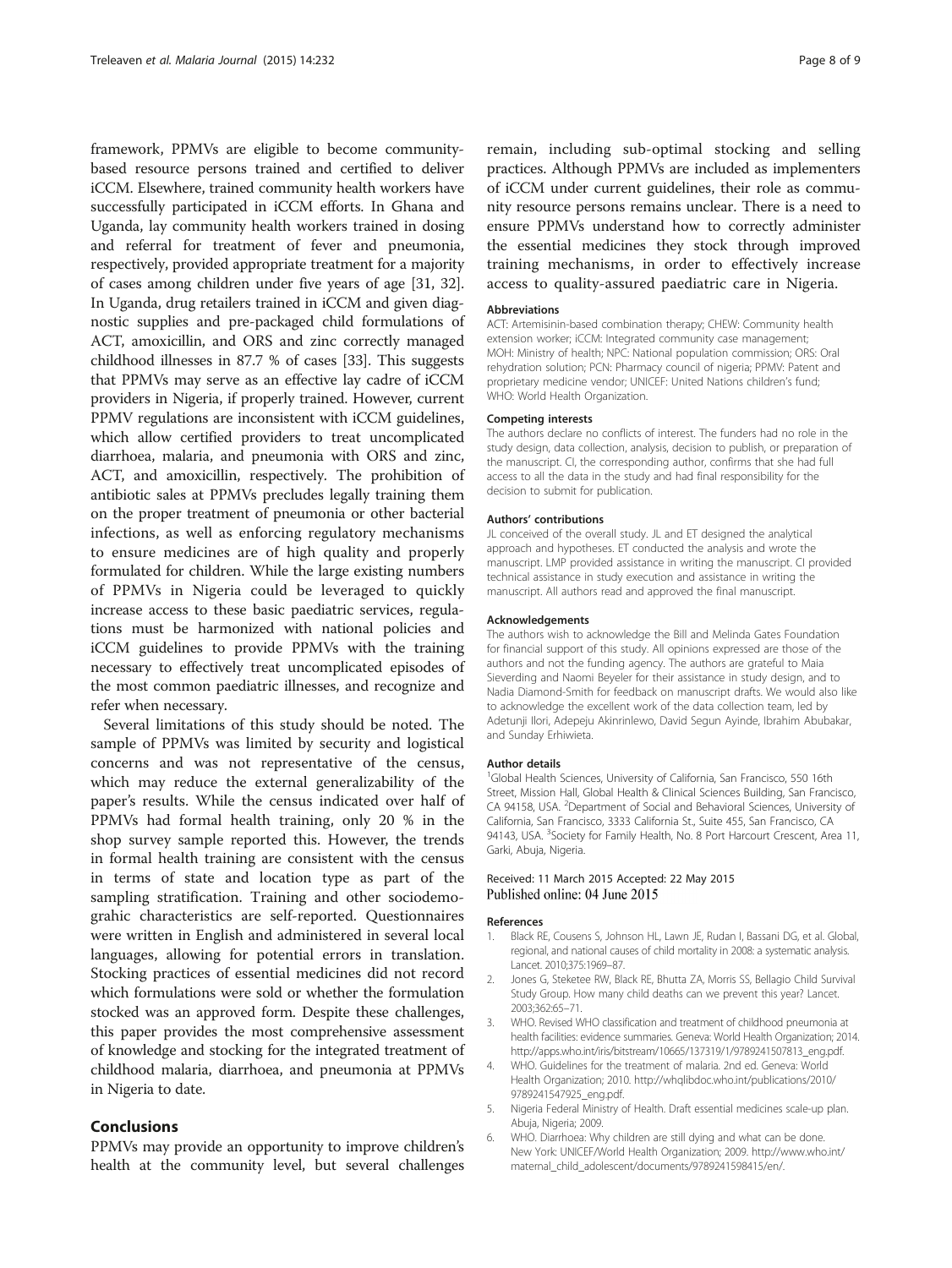framework, PPMVs are eligible to become community-based resource persons trained and certified to deliver iCCM. Elsewhere, trained community health workers have successfully participated in iCCM efforts. In Ghana and Uganda, lay community health workers trained in dosing and referral for treatment of fever and pneumonia, respectively, provided appropriate treatment for a majority of cases among children under five years of age [31, 32]. In Uganda, drug retailers trained in iCCM and given diagnostic supplies and pre-packaged child formulations of ACT, amoxicillin, and ORS and zinc correctly managed childhood illnesses in 87.7 % of cases [33]. This suggests that PPMVs may serve as an effective lay cadre of iCCM providers in Nigeria, if properly trained. However, current PPMV regulations are inconsistent with iCCM guidelines, which allow certified providers to treat uncomplicated diarrhoea, malaria, and pneumonia with ORS and zinc, ACT, and amoxicillin, respectively. The prohibition of antibiotic sales at PPMVs precludes legally training them on the proper treatment of pneumonia or other bacterial infections, as well as enforcing regulatory mechanisms to ensure medicines are of high quality and properly formulated for children. While the large existing numbers of PPMVs in Nigeria could be leveraged to quickly increase access to these basic paediatric services, regulations must be harmonized with national policies and iCCM guidelines to provide PPMVs with the training necessary to effectively treat uncomplicated episodes of the most common paediatric illnesses, and recognize and refer when necessary.

Several limitations of this study should be noted. The sample of PPMVs was limited by security and logistical concerns and was not representative of the census, which may reduce the external generalizability of the paper's results. While the census indicated over half of PPMVs had formal health training, only 20 % in the shop survey sample reported this. However, the trends in formal health training are consistent with the census in terms of state and location type as part of the sampling stratification. Training and other sociodemograhic characteristics are self-reported. Questionnaires were written in English and administered in several local languages, allowing for potential errors in translation. Stocking practices of essential medicines did not record which formulations were sold or whether the formulation stocked was an approved form. Despite these challenges, this paper provides the most comprehensive assessment of knowledge and stocking for the integrated treatment of childhood malaria, diarrhoea, and pneumonia at PPMVs in Nigeria to date.

## Conclusions

PPMVs may provide an opportunity to improve children's health at the community level, but several challenges remain, including sub-optimal stocking and selling practices. Although PPMVs are included as implementers of iCCM under current guidelines, their role as community resource persons remains unclear. There is a need to ensure PPMVs understand how to correctly administer the essential medicines they stock through improved training mechanisms, in order to effectively increase access to quality-assured paediatric care in Nigeria.

#### Abbreviations

ACT: Artemisinin-based combination therapy; CHEW: Community health extension worker; iCCM: Integrated community case management; MOH: Ministry of health; NPC: National population commission; ORS: Oral rehydration solution; PCN: Pharmacy council of nigeria; PPMV: Patent and proprietary medicine vendor; UNICEF: United Nations children's fund; WHO: World Health Organization.

#### Competing interests

The authors declare no conflicts of interest. The funders had no role in the study design, data collection, analysis, decision to publish, or preparation of the manuscript. CI, the corresponding author, confirms that she had full access to all the data in the study and had final responsibility for the decision to submit for publication.

#### Authors' contributions

JL conceived of the overall study. JL and ET designed the analytical approach and hypotheses. ET conducted the analysis and wrote the manuscript. LMP provided assistance in writing the manuscript. CI provided technical assistance in study execution and assistance in writing the manuscript. All authors read and approved the final manuscript.

#### Acknowledgements

The authors wish to acknowledge the Bill and Melinda Gates Foundation for financial support of this study. All opinions expressed are those of the authors and not the funding agency. The authors are grateful to Maia Sieverding and Naomi Beyeler for their assistance in study design, and to Nadia Diamond-Smith for feedback on manuscript drafts. We would also like to acknowledge the excellent work of the data collection team, led by Adetunji Ilori, Adepeju Akinrinlewo, David Segun Ayinde, Ibrahim Abubakar, and Sunday Erhiwieta.

#### Author details

[1]Global Health Sciences, University of California, San Francisco, 550 16th Street, Mission Hall, Global Health & Clinical Sciences Building, San Francisco, CA 94158, USA. [2]Department of Social and Behavioral Sciences, University of California, San Francisco, 3333 California St., Suite 455, San Francisco, CA 94143, USA. [3]Society for Family Health, No. 8 Port Harcourt Crescent, Area 11, Garki, Abuja, Nigeria.

Received: 11 March 2015 Accepted: 22 May 2015
Published online: 04 June 2015

#### References

1. Black RE, Cousens S, Johnson HL, Lawn JE, Rudan I, Bassani DG, et al. Global, regional, and national causes of child mortality in 2008: a systematic analysis. Lancet. 2010;375:1969–87.
2. Jones G, Steketee RW, Black RE, Bhutta ZA, Morris SS, Bellagio Child Survival Study Group. How many child deaths can we prevent this year? Lancet. 2003;362:65–71.
3. WHO. Revised WHO classification and treatment of childhood pneumonia at health facilities: evidence summaries. Geneva: World Health Organization; 2014. http://apps.who.int/iris/bitstream/10665/137319/1/9789241507813_eng.pdf.
4. WHO. Guidelines for the treatment of malaria. 2nd ed. Geneva: World Health Organization; 2010. http://whqlibdoc.who.int/publications/2010/9789241547925_eng.pdf.
5. Nigeria Federal Ministry of Health. Draft essential medicines scale-up plan. Abuja, Nigeria; 2009.
6. WHO. Diarrhoea: Why children are still dying and what can be done. New York: UNICEF/World Health Organization; 2009. http://www.who.int/maternal_child_adolescent/documents/9789241598415/en/.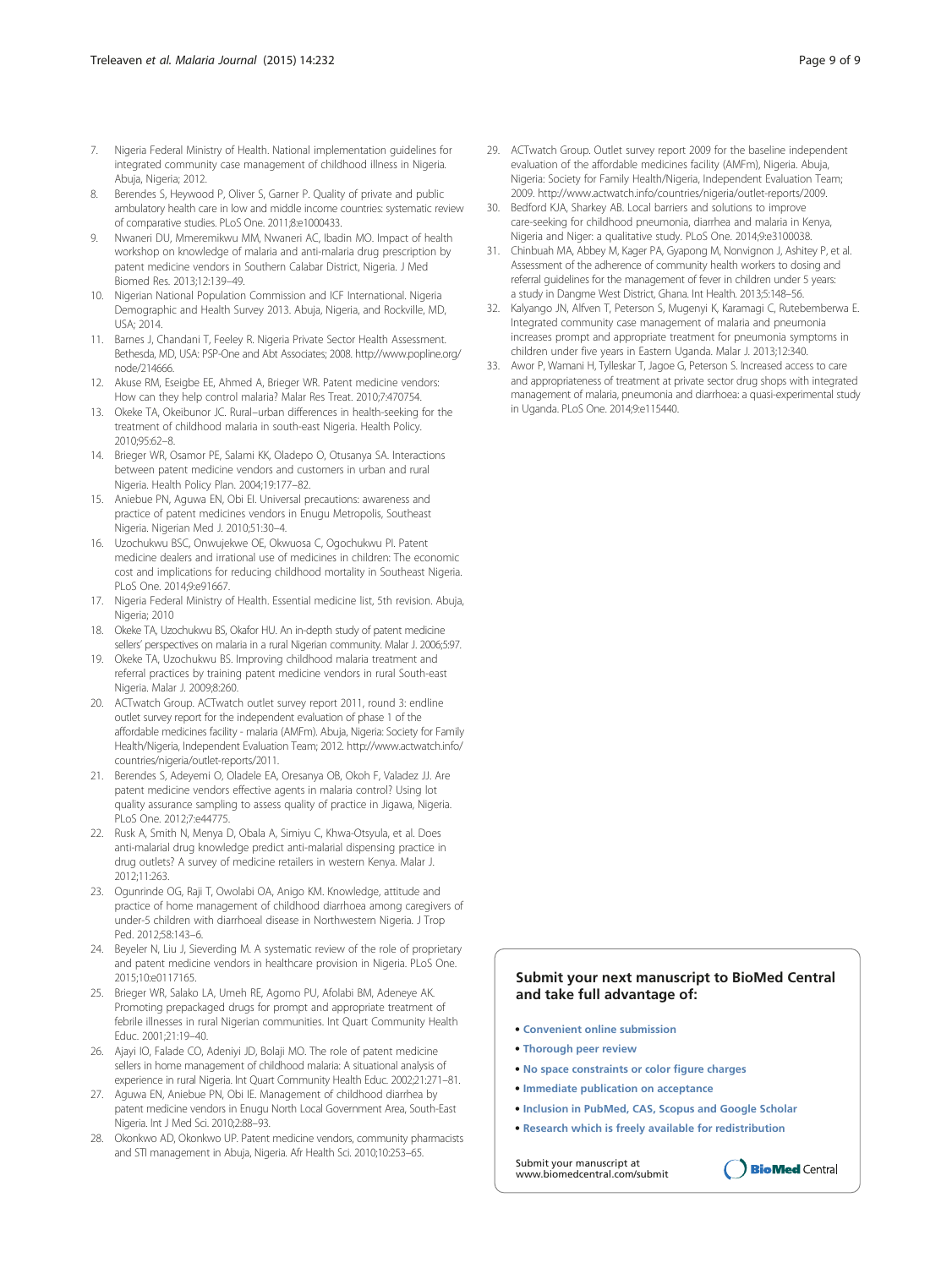7. Nigeria Federal Ministry of Health. National implementation guidelines for integrated community case management of childhood illness in Nigeria. Abuja, Nigeria; 2012.
8. Berendes S, Heywood P, Oliver S, Garner P. Quality of private and public ambulatory health care in low and middle income countries: systematic review of comparative studies. PLoS One. 2011;8:e1000433.
9. Nwaneri DU, Mmeremikwu MM, Nwaneri AC, Ibadin MO. Impact of health workshop on knowledge of malaria and anti-malaria drug prescription by patent medicine vendors in Southern Calabar District, Nigeria. J Med Biomed Res. 2013;12:139–49.
10. Nigerian National Population Commission and ICF International. Nigeria Demographic and Health Survey 2013. Abuja, Nigeria, and Rockville, MD, USA; 2014.
11. Barnes J, Chandani T, Feeley R. Nigeria Private Sector Health Assessment. Bethesda, MD, USA: PSP-One and Abt Associates; 2008. http://www.popline.org/node/214666.
12. Akuse RM, Eseigbe EE, Ahmed A, Brieger WR. Patent medicine vendors: How can they help control malaria? Malar Res Treat. 2010;7:470754.
13. Okeke TA, Okeibunor JC. Rural–urban differences in health-seeking for the treatment of childhood malaria in south-east Nigeria. Health Policy. 2010;95:62–8.
14. Brieger WR, Osamor PE, Salami KK, Oladepo O, Otusanya SA. Interactions between patent medicine vendors and customers in urban and rural Nigeria. Health Policy Plan. 2004;19:177–82.
15. Aniebue PN, Aguwa EN, Obi EI. Universal precautions: awareness and practice of patent medicines vendors in Enugu Metropolis, Southeast Nigeria. Nigerian Med J. 2010;51:30–4.
16. Uzochukwu BSC, Onwujekwe OE, Okwuosa C, Ogochukwu PI. Patent medicine dealers and irrational use of medicines in children: The economic cost and implications for reducing childhood mortality in Southeast Nigeria. PLoS One. 2014;9:e91667.
17. Nigeria Federal Ministry of Health. Essential medicine list, 5th revision. Abuja, Nigeria; 2010
18. Okeke TA, Uzochukwu BS, Okafor HU. An in-depth study of patent medicine sellers' perspectives on malaria in a rural Nigerian community. Malar J. 2006;5:97.
19. Okeke TA, Uzochukwu BS. Improving childhood malaria treatment and referral practices by training patent medicine vendors in rural South-east Nigeria. Malar J. 2009;8:260.
20. ACTwatch Group. ACTwatch outlet survey report 2011, round 3: endline outlet survey report for the independent evaluation of phase 1 of the affordable medicines facility - malaria (AMFm). Abuja, Nigeria: Society for Family Health/Nigeria, Independent Evaluation Team; 2012. http://www.actwatch.info/countries/nigeria/outlet-reports/2011.
21. Berendes S, Adeyemi O, Oladele EA, Oresanya OB, Okoh F, Valadez JJ. Are patent medicine vendors effective agents in malaria control? Using lot quality assurance sampling to assess quality of practice in Jigawa, Nigeria. PLoS One. 2012;7:e44775.
22. Rusk A, Smith N, Menya D, Obala A, Simiyu C, Khwa-Otsyula, et al. Does anti-malarial drug knowledge predict anti-malarial dispensing practice in drug outlets? A survey of medicine retailers in western Kenya. Malar J. 2012;11:263.
23. Ogunrinde OG, Raji T, Owolabi OA, Anigo KM. Knowledge, attitude and practice of home management of childhood diarrhoea among caregivers of under-5 children with diarrhoeal disease in Northwestern Nigeria. J Trop Ped. 2012;58:143–6.
24. Beyeler N, Liu J, Sieverding M. A systematic review of the role of proprietary and patent medicine vendors in healthcare provision in Nigeria. PLoS One. 2015;10:e0117165.
25. Brieger WR, Salako LA, Umeh RE, Agomo PU, Afolabi BM, Adeneye AK. Promoting prepackaged drugs for prompt and appropriate treatment of febrile illnesses in rural Nigerian communities. Int Quart Community Health Educ. 2001;21:19–40.
26. Ajayi IO, Falade CO, Adeniyi JD, Bolaji MO. The role of patent medicine sellers in home management of childhood malaria: A situational analysis of experience in rural Nigeria. Int Quart Community Health Educ. 2002;21:271–81.
27. Aguwa EN, Aniebue PN, Obi IE. Management of childhood diarrhea by patent medicine vendors in Enugu North Local Government Area, South-East Nigeria. Int J Med Sci. 2010;2:88–93.
28. Okonkwo AD, Okonkwo UP. Patent medicine vendors, community pharmacists and STI management in Abuja, Nigeria. Afr Health Sci. 2010;10:253–65.
29. ACTwatch Group. Outlet survey report 2009 for the baseline independent evaluation of the affordable medicines facility (AMFm), Nigeria. Abuja, Nigeria: Society for Family Health/Nigeria, Independent Evaluation Team; 2009. http://www.actwatch.info/countries/nigeria/outlet-reports/2009.
30. Bedford KJA, Sharkey AB. Local barriers and solutions to improve care-seeking for childhood pneumonia, diarrhea and malaria in Kenya, Nigeria and Niger: a qualitative study. PLoS One. 2014;9:e3100038.
31. Chinbuah MA, Abbey M, Kager PA, Gyapong M, Nonvignon J, Ashitey P, et al. Assessment of the adherence of community health workers to dosing and referral guidelines for the management of fever in children under 5 years: a study in Dangme West District, Ghana. Int Health. 2013;5:148–56.
32. Kalyango JN, Alfven T, Peterson S, Mugenyi K, Karamagi C, Rutebemberwa E. Integrated community case management of malaria and pneumonia increases prompt and appropriate treatment for pneumonia symptoms in children under five years in Eastern Uganda. Malar J. 2013;12:340.
33. Awor P, Wamani H, Tylleskar T, Jagoe G, Peterson S. Increased access to care and appropriateness of treatment at private sector drug shops with integrated management of malaria, pneumonia and diarrhoea: a quasi-experimental study in Uganda. PLoS One. 2014;9:e115440.

**Submit your next manuscript to BioMed Central and take full advantage of:**

- **Convenient online submission**
- **Thorough peer review**
- **No space constraints or color figure charges**
- **Immediate publication on acceptance**
- **Inclusion in PubMed, CAS, Scopus and Google Scholar**
- **Research which is freely available for redistribution**

Submit your manuscript at
www.biomedcentral.com/submit

BioMed Central